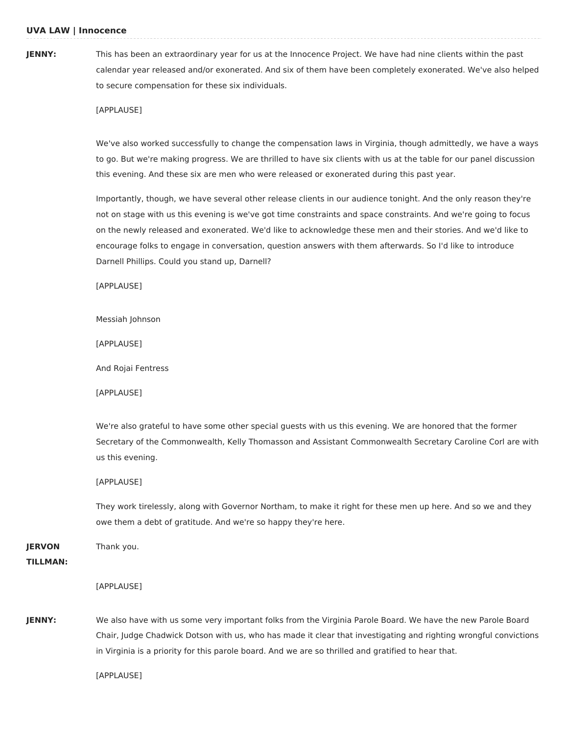**JENNY:** This has been an extraordinary year for us at the Innocence Project. We have had nine clients within the past calendar year released and/or exonerated. And six of them have been completely exonerated. We've also helped to secure compensation for these six individuals.

[APPLAUSE]

We've also worked successfully to change the compensation laws in Virginia, though admittedly, we have a ways to go. But we're making progress. We are thrilled to have six clients with us at the table for our panel discussion this evening. And these six are men who were released or exonerated during this past year.

Importantly, though, we have several other release clients in our audience tonight. And the only reason they're not on stage with us this evening is we've got time constraints and space constraints. And we're going to focus on the newly released and exonerated. We'd like to acknowledge these men and their stories. And we'd like to encourage folks to engage in conversation, question answers with them afterwards. So I'd like to introduce Darnell Phillips. Could you stand up, Darnell?

[APPLAUSE]

Messiah Johnson

[APPLAUSE]

And Rojai Fentress

[APPLAUSE]

We're also grateful to have some other special guests with us this evening. We are honored that the former Secretary of the Commonwealth, Kelly Thomasson and Assistant Commonwealth Secretary Caroline Corl are with us this evening.

[APPLAUSE]

They work tirelessly, along with Governor Northam, to make it right for these men up here. And so we and they owe them a debt of gratitude. And we're so happy they're here.

**JERVON TILLMAN:** Thank you.

[APPLAUSE]

**JENNY:** We also have with us some very important folks from the Virginia Parole Board. We have the new Parole Board Chair, Judge Chadwick Dotson with us, who has made it clear that investigating and righting wrongful convictions in Virginia is a priority for this parole board. And we are so thrilled and gratified to hear that.

[APPLAUSE]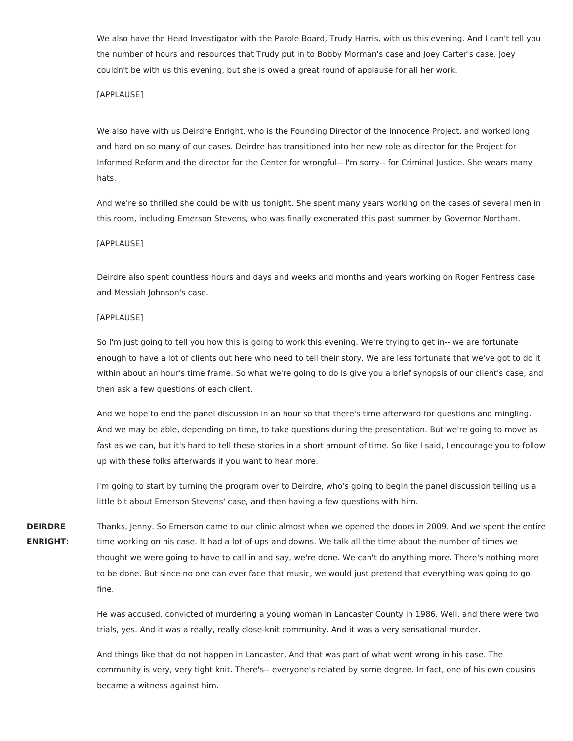We also have the Head Investigator with the Parole Board, Trudy Harris, with us this evening. And I can't tell you the number of hours and resources that Trudy put in to Bobby Morman's case and Joey Carter's case. Joey couldn't be with us this evening, but she is owed a great round of applause for all her work.

[APPLAUSE]

We also have with us Deirdre Enright, who is the Founding Director of the Innocence Project, and worked long and hard on so many of our cases. Deirdre has transitioned into her new role as director for the Project for Informed Reform and the director for the Center for wrongful-- I'm sorry-- for Criminal Justice. She wears many hats.

And we're so thrilled she could be with us tonight. She spent many years working on the cases of several men in this room, including Emerson Stevens, who was finally exonerated this past summer by Governor Northam.

[APPLAUSE]

Deirdre also spent countless hours and days and weeks and months and years working on Roger Fentress case and Messiah Johnson's case.

[APPLAUSE]

So I'm just going to tell you how this is going to work this evening. We're trying to get in-- we are fortunate enough to have a lot of clients out here who need to tell their story. We are less fortunate that we've got to do it within about an hour's time frame. So what we're going to do is give you a brief synopsis of our client's case, and then ask a few questions of each client.

And we hope to end the panel discussion in an hour so that there's time afterward for questions and mingling. And we may be able, depending on time, to take questions during the presentation. But we're going to move as fast as we can, but it's hard to tell these stories in a short amount of time. So like I said, I encourage you to follow up with these folks afterwards if you want to hear more.

I'm going to start by turning the program over to Deirdre, who's going to begin the panel discussion telling us a little bit about Emerson Stevens' case, and then having a few questions with him.

**DEIRDRE ENRIGHT:** Thanks, Jenny. So Emerson came to our clinic almost when we opened the doors in 2009. And we spent the entire time working on his case. It had a lot of ups and downs. We talk all the time about the number of times we thought we were going to have to call in and say, we're done. We can't do anything more. There's nothing more to be done. But since no one can ever face that music, we would just pretend that everything was going to go fine.

He was accused, convicted of murdering a young woman in Lancaster County in 1986. Well, and there were two trials, yes. And it was a really, really close-knit community. And it was a very sensational murder.

And things like that do not happen in Lancaster. And that was part of what went wrong in his case. The community is very, very tight knit. There's-- everyone's related by some degree. In fact, one of his own cousins became a witness against him.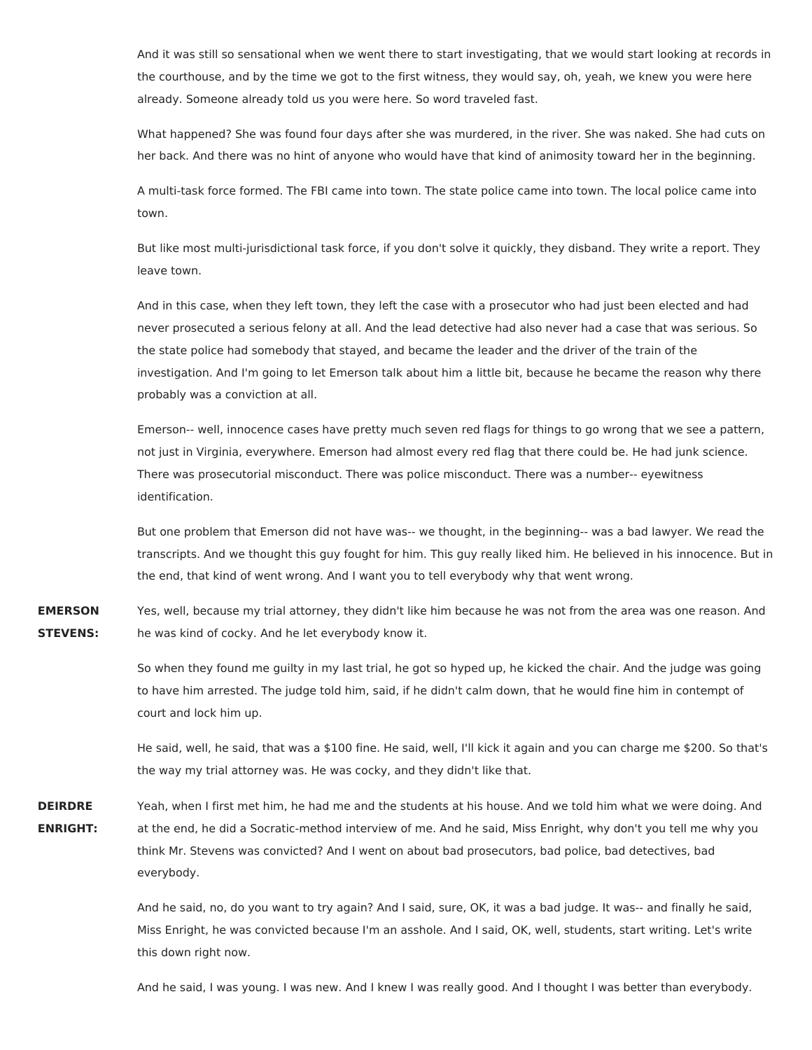And it was still so sensational when we went there to start investigating, that we would start looking at records in the courthouse, and by the time we got to the first witness, they would say, oh, yeah, we knew you were here already. Someone already told us you were here. So word traveled fast.

What happened? She was found four days after she was murdered, in the river. She was naked. She had cuts on her back. And there was no hint of anyone who would have that kind of animosity toward her in the beginning.

A multi-task force formed. The FBI came into town. The state police came into town. The local police came into town.

But like most multi-jurisdictional task force, if you don't solve it quickly, they disband. They write a report. They leave town.

And in this case, when they left town, they left the case with a prosecutor who had just been elected and had never prosecuted a serious felony at all. And the lead detective had also never had a case that was serious. So the state police had somebody that stayed, and became the leader and the driver of the train of the investigation. And I'm going to let Emerson talk about him a little bit, because he became the reason why there probably was a conviction at all.

Emerson-- well, innocence cases have pretty much seven red flags for things to go wrong that we see a pattern, not just in Virginia, everywhere. Emerson had almost every red flag that there could be. He had junk science. There was prosecutorial misconduct. There was police misconduct. There was a number-- eyewitness identification.

But one problem that Emerson did not have was-- we thought, in the beginning-- was a bad lawyer. We read the transcripts. And we thought this guy fought for him. This guy really liked him. He believed in his innocence. But in the end, that kind of went wrong. And I want you to tell everybody why that went wrong.

**EMERSON STEVENS:** Yes, well, because my trial attorney, they didn't like him because he was not from the area was one reason. And he was kind of cocky. And he let everybody know it.

So when they found me guilty in my last trial, he got so hyped up, he kicked the chair. And the judge was going to have him arrested. The judge told him, said, if he didn't calm down, that he would fine him in contempt of court and lock him up.

He said, well, he said, that was a $100 fine. He said, well, I'll kick it again and you can charge me $200. So that's the way my trial attorney was. He was cocky, and they didn't like that.

**DEIRDRE ENRIGHT:** Yeah, when I first met him, he had me and the students at his house. And we told him what we were doing. And at the end, he did a Socratic-method interview of me. And he said, Miss Enright, why don't you tell me why you think Mr. Stevens was convicted? And I went on about bad prosecutors, bad police, bad detectives, bad everybody.

And he said, no, do you want to try again? And I said, sure, OK, it was a bad judge. It was-- and finally he said, Miss Enright, he was convicted because I'm an asshole. And I said, OK, well, students, start writing. Let's write this down right now.

And he said, I was young. I was new. And I knew I was really good. And I thought I was better than everybody.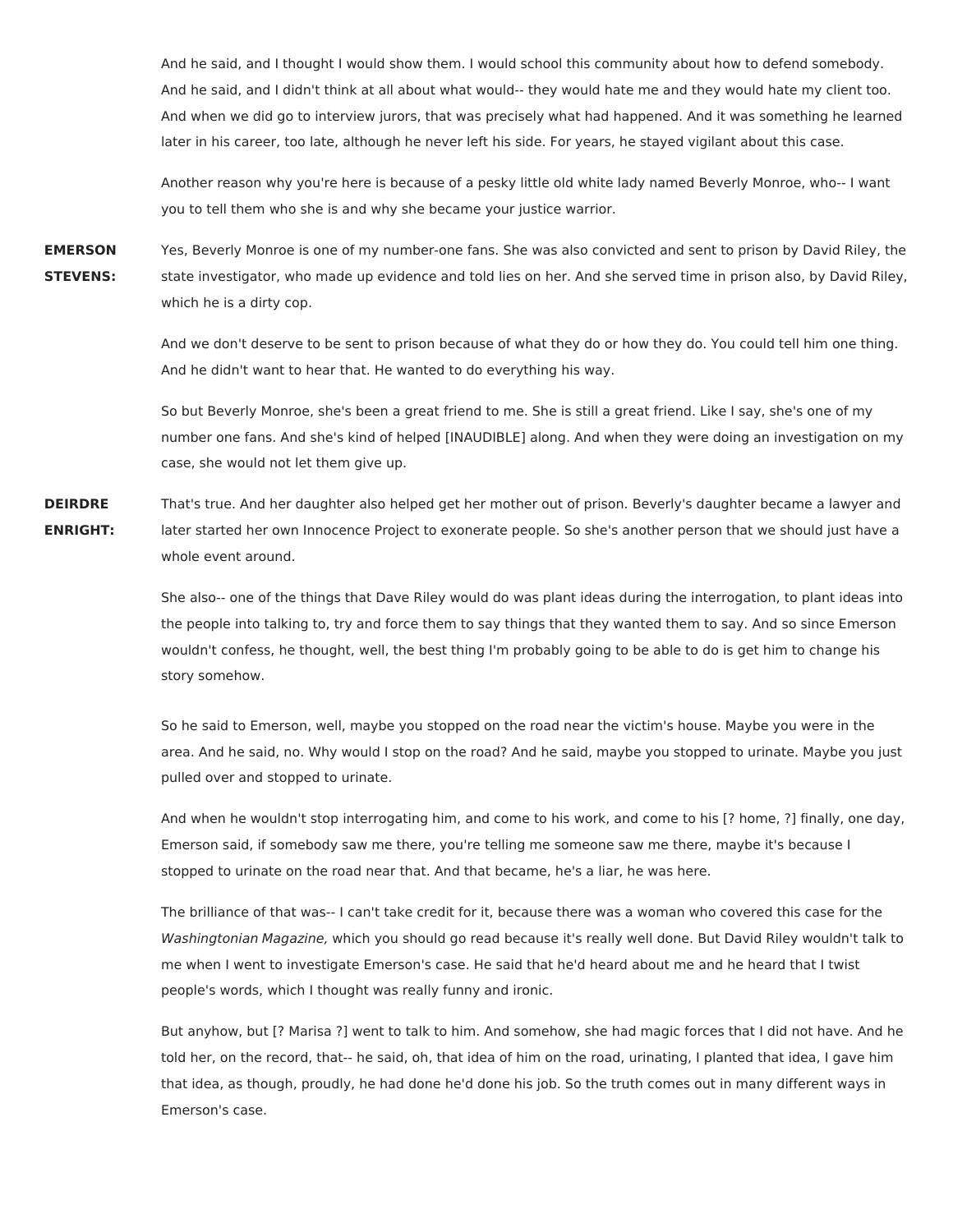And he said, and I thought I would show them. I would school this community about how to defend somebody. And he said, and I didn't think at all about what would-- they would hate me and they would hate my client too. And when we did go to interview jurors, that was precisely what had happened. And it was something he learned later in his career, too late, although he never left his side. For years, he stayed vigilant about this case.

Another reason why you're here is because of a pesky little old white lady named Beverly Monroe, who-- I want you to tell them who she is and why she became your justice warrior.

**EMERSON STEVENS:** Yes, Beverly Monroe is one of my number-one fans. She was also convicted and sent to prison by David Riley, the state investigator, who made up evidence and told lies on her. And she served time in prison also, by David Riley, which he is a dirty cop.

And we don't deserve to be sent to prison because of what they do or how they do. You could tell him one thing. And he didn't want to hear that. He wanted to do everything his way.

So but Beverly Monroe, she's been a great friend to me. She is still a great friend. Like I say, she's one of my number one fans. And she's kind of helped [INAUDIBLE] along. And when they were doing an investigation on my case, she would not let them give up.

**DEIRDRE ENRIGHT:** That's true. And her daughter also helped get her mother out of prison. Beverly's daughter became a lawyer and later started her own Innocence Project to exonerate people. So she's another person that we should just have a whole event around.

She also-- one of the things that Dave Riley would do was plant ideas during the interrogation, to plant ideas into the people into talking to, try and force them to say things that they wanted them to say. And so since Emerson wouldn't confess, he thought, well, the best thing I'm probably going to be able to do is get him to change his story somehow.

So he said to Emerson, well, maybe you stopped on the road near the victim's house. Maybe you were in the area. And he said, no. Why would I stop on the road? And he said, maybe you stopped to urinate. Maybe you just pulled over and stopped to urinate.

And when he wouldn't stop interrogating him, and come to his work, and come to his [? home, ?] finally, one day, Emerson said, if somebody saw me there, you're telling me someone saw me there, maybe it's because I stopped to urinate on the road near that. And that became, he's a liar, he was here.

The brilliance of that was-- I can't take credit for it, because there was a woman who covered this case for the *Washingtonian Magazine,* which you should go read because it's really well done. But David Riley wouldn't talk to me when I went to investigate Emerson's case. He said that he'd heard about me and he heard that I twist people's words, which I thought was really funny and ironic.

But anyhow, but [? Marisa ?] went to talk to him. And somehow, she had magic forces that I did not have. And he told her, on the record, that-- he said, oh, that idea of him on the road, urinating, I planted that idea, I gave him that idea, as though, proudly, he had done he'd done his job. So the truth comes out in many different ways in Emerson's case.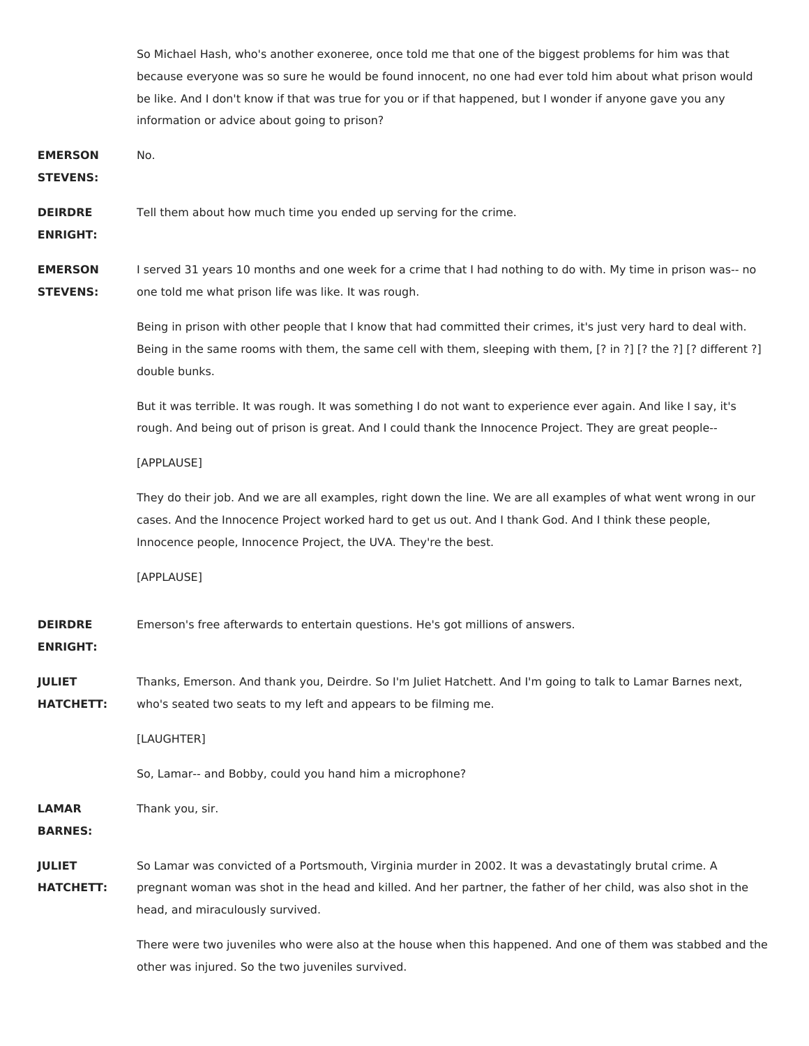So Michael Hash, who's another exoneree, once told me that one of the biggest problems for him was that because everyone was so sure he would be found innocent, no one had ever told him about what prison would be like. And I don't know if that was true for you or if that happened, but I wonder if anyone gave you any information or advice about going to prison?

**EMERSON STEVENS:** No.

**DEIRDRE ENRIGHT:** Tell them about how much time you ended up serving for the crime.

**EMERSON STEVENS:** I served 31 years 10 months and one week for a crime that I had nothing to do with. My time in prison was-- no one told me what prison life was like. It was rough.

Being in prison with other people that I know that had committed their crimes, it's just very hard to deal with. Being in the same rooms with them, the same cell with them, sleeping with them, [? in ?] [? the ?] [? different ?] double bunks.

But it was terrible. It was rough. It was something I do not want to experience ever again. And like I say, it's rough. And being out of prison is great. And I could thank the Innocence Project. They are great people--

[APPLAUSE]

They do their job. And we are all examples, right down the line. We are all examples of what went wrong in our cases. And the Innocence Project worked hard to get us out. And I thank God. And I think these people, Innocence people, Innocence Project, the UVA. They're the best.

[APPLAUSE]

**DEIRDRE ENRIGHT:** Emerson's free afterwards to entertain questions. He's got millions of answers.

**JULIET HATCHETT:** Thanks, Emerson. And thank you, Deirdre. So I'm Juliet Hatchett. And I'm going to talk to Lamar Barnes next, who's seated two seats to my left and appears to be filming me.

[LAUGHTER]

So, Lamar-- and Bobby, could you hand him a microphone?

**LAMAR BARNES:** Thank you, sir.

**JULIET HATCHETT:** So Lamar was convicted of a Portsmouth, Virginia murder in 2002. It was a devastatingly brutal crime. A pregnant woman was shot in the head and killed. And her partner, the father of her child, was also shot in the head, and miraculously survived.

There were two juveniles who were also at the house when this happened. And one of them was stabbed and the other was injured. So the two juveniles survived.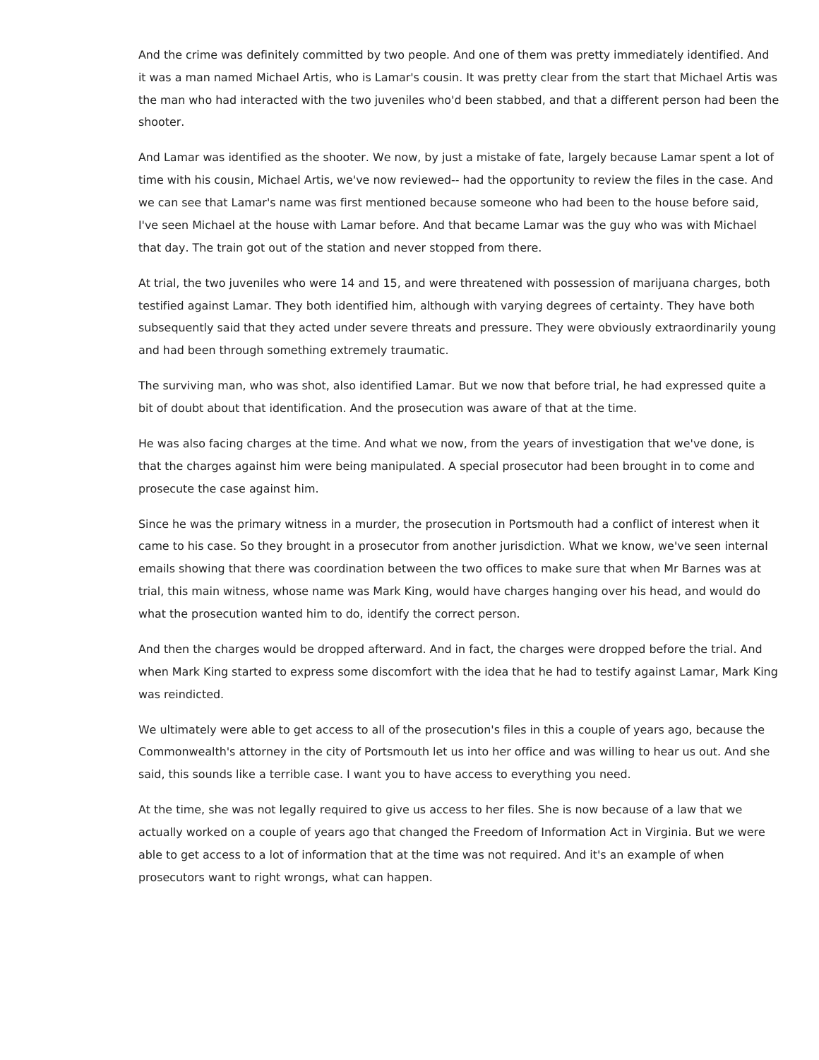And the crime was definitely committed by two people. And one of them was pretty immediately identified. And it was a man named Michael Artis, who is Lamar's cousin. It was pretty clear from the start that Michael Artis was the man who had interacted with the two juveniles who'd been stabbed, and that a different person had been the shooter.

And Lamar was identified as the shooter. We now, by just a mistake of fate, largely because Lamar spent a lot of time with his cousin, Michael Artis, we've now reviewed-- had the opportunity to review the files in the case. And we can see that Lamar's name was first mentioned because someone who had been to the house before said, I've seen Michael at the house with Lamar before. And that became Lamar was the guy who was with Michael that day. The train got out of the station and never stopped from there.

At trial, the two juveniles who were 14 and 15, and were threatened with possession of marijuana charges, both testified against Lamar. They both identified him, although with varying degrees of certainty. They have both subsequently said that they acted under severe threats and pressure. They were obviously extraordinarily young and had been through something extremely traumatic.

The surviving man, who was shot, also identified Lamar. But we now that before trial, he had expressed quite a bit of doubt about that identification. And the prosecution was aware of that at the time.

He was also facing charges at the time. And what we now, from the years of investigation that we've done, is that the charges against him were being manipulated. A special prosecutor had been brought in to come and prosecute the case against him.

Since he was the primary witness in a murder, the prosecution in Portsmouth had a conflict of interest when it came to his case. So they brought in a prosecutor from another jurisdiction. What we know, we've seen internal emails showing that there was coordination between the two offices to make sure that when Mr Barnes was at trial, this main witness, whose name was Mark King, would have charges hanging over his head, and would do what the prosecution wanted him to do, identify the correct person.

And then the charges would be dropped afterward. And in fact, the charges were dropped before the trial. And when Mark King started to express some discomfort with the idea that he had to testify against Lamar, Mark King was reindicted.

We ultimately were able to get access to all of the prosecution's files in this a couple of years ago, because the Commonwealth's attorney in the city of Portsmouth let us into her office and was willing to hear us out. And she said, this sounds like a terrible case. I want you to have access to everything you need.

At the time, she was not legally required to give us access to her files. She is now because of a law that we actually worked on a couple of years ago that changed the Freedom of Information Act in Virginia. But we were able to get access to a lot of information that at the time was not required. And it's an example of when prosecutors want to right wrongs, what can happen.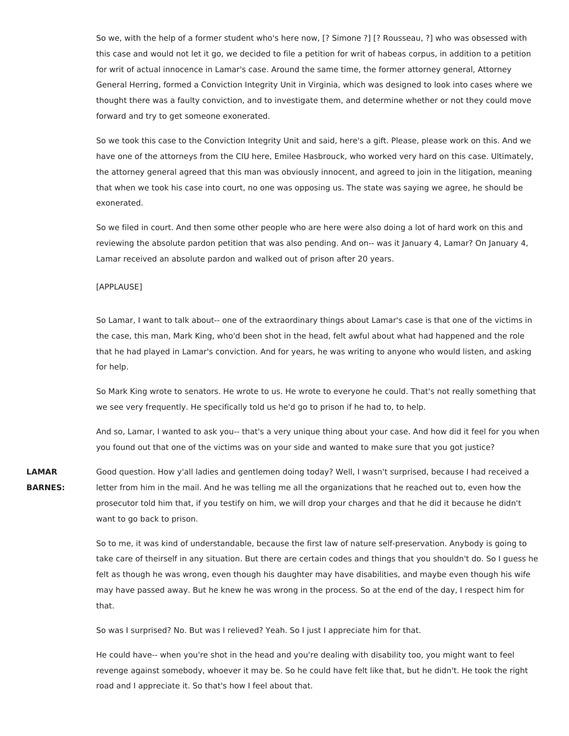So we, with the help of a former student who's here now, [? Simone ?] [? Rousseau, ?] who was obsessed with this case and would not let it go, we decided to file a petition for writ of habeas corpus, in addition to a petition for writ of actual innocence in Lamar's case. Around the same time, the former attorney general, Attorney General Herring, formed a Conviction Integrity Unit in Virginia, which was designed to look into cases where we thought there was a faulty conviction, and to investigate them, and determine whether or not they could move forward and try to get someone exonerated.

So we took this case to the Conviction Integrity Unit and said, here's a gift. Please, please work on this. And we have one of the attorneys from the CIU here, Emilee Hasbrouck, who worked very hard on this case. Ultimately, the attorney general agreed that this man was obviously innocent, and agreed to join in the litigation, meaning that when we took his case into court, no one was opposing us. The state was saying we agree, he should be exonerated.

So we filed in court. And then some other people who are here were also doing a lot of hard work on this and reviewing the absolute pardon petition that was also pending. And on-- was it January 4, Lamar? On January 4, Lamar received an absolute pardon and walked out of prison after 20 years.

[APPLAUSE]

So Lamar, I want to talk about-- one of the extraordinary things about Lamar's case is that one of the victims in the case, this man, Mark King, who'd been shot in the head, felt awful about what had happened and the role that he had played in Lamar's conviction. And for years, he was writing to anyone who would listen, and asking for help.

So Mark King wrote to senators. He wrote to us. He wrote to everyone he could. That's not really something that we see very frequently. He specifically told us he'd go to prison if he had to, to help.

And so, Lamar, I wanted to ask you-- that's a very unique thing about your case. And how did it feel for you when you found out that one of the victims was on your side and wanted to make sure that you got justice?

**LAMAR BARNES:** Good question. How y'all ladies and gentlemen doing today? Well, I wasn't surprised, because I had received a letter from him in the mail. And he was telling me all the organizations that he reached out to, even how the prosecutor told him that, if you testify on him, we will drop your charges and that he did it because he didn't want to go back to prison.

So to me, it was kind of understandable, because the first law of nature self-preservation. Anybody is going to take care of theirself in any situation. But there are certain codes and things that you shouldn't do. So I guess he felt as though he was wrong, even though his daughter may have disabilities, and maybe even though his wife may have passed away. But he knew he was wrong in the process. So at the end of the day, I respect him for that.

So was I surprised? No. But was I relieved? Yeah. So I just I appreciate him for that.

He could have-- when you're shot in the head and you're dealing with disability too, you might want to feel revenge against somebody, whoever it may be. So he could have felt like that, but he didn't. He took the right road and I appreciate it. So that's how I feel about that.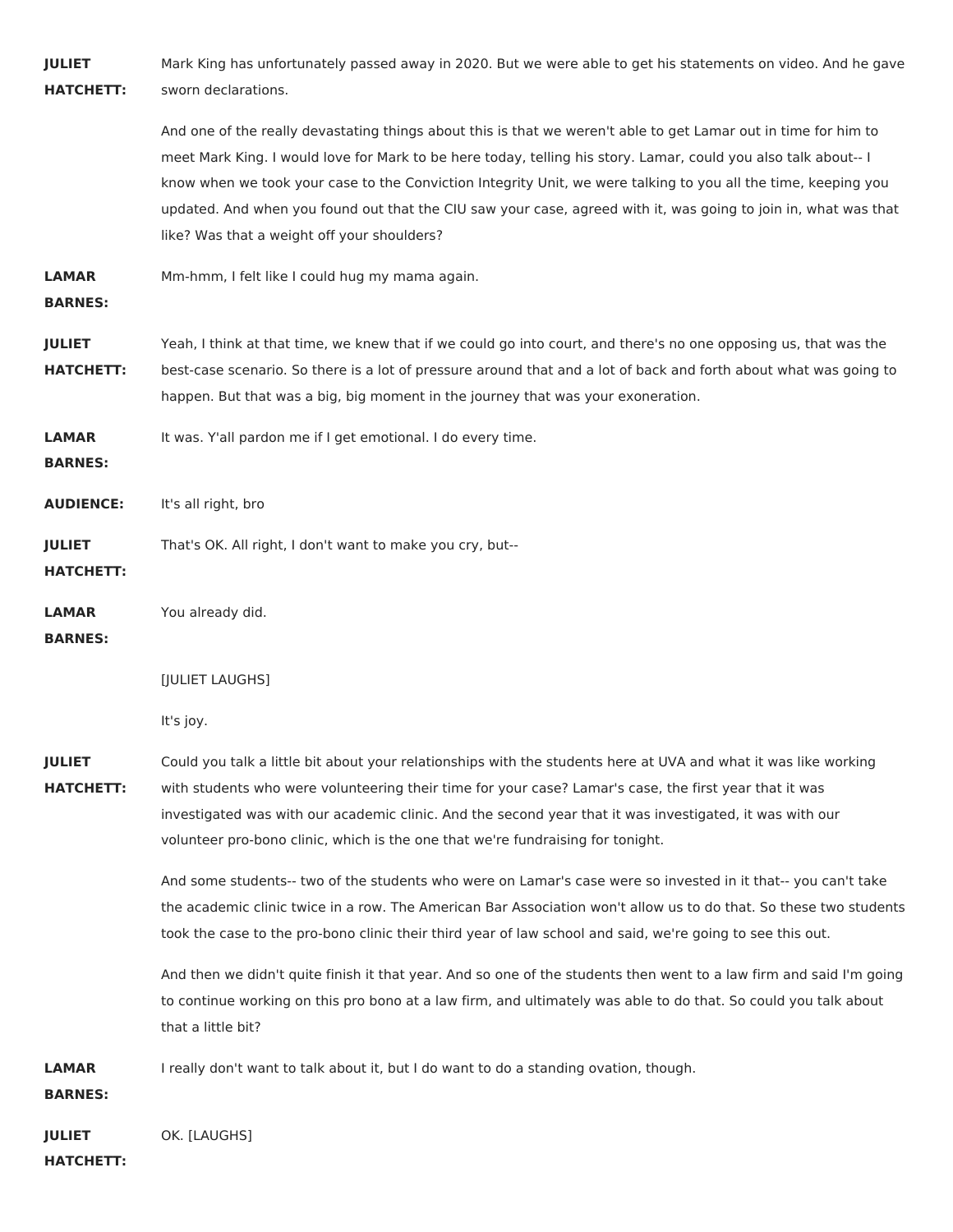**JULIET HATCHETT:** Mark King has unfortunately passed away in 2020. But we were able to get his statements on video. And he gave sworn declarations.

And one of the really devastating things about this is that we weren't able to get Lamar out in time for him to meet Mark King. I would love for Mark to be here today, telling his story. Lamar, could you also talk about-- I know when we took your case to the Conviction Integrity Unit, we were talking to you all the time, keeping you updated. And when you found out that the CIU saw your case, agreed with it, was going to join in, what was that like? Was that a weight off your shoulders?

**LAMAR BARNES:** Mm-hmm, I felt like I could hug my mama again.

**JULIET HATCHETT:** Yeah, I think at that time, we knew that if we could go into court, and there's no one opposing us, that was the best-case scenario. So there is a lot of pressure around that and a lot of back and forth about what was going to happen. But that was a big, big moment in the journey that was your exoneration.

**LAMAR BARNES:** It was. Y'all pardon me if I get emotional. I do every time.

**AUDIENCE:** It's all right, bro

**JULIET HATCHETT:** That's OK. All right, I don't want to make you cry, but--

**LAMAR BARNES:** You already did.

[JULIET LAUGHS]

It's joy.

**JULIET HATCHETT:** Could you talk a little bit about your relationships with the students here at UVA and what it was like working with students who were volunteering their time for your case? Lamar's case, the first year that it was investigated was with our academic clinic. And the second year that it was investigated, it was with our volunteer pro-bono clinic, which is the one that we're fundraising for tonight.

And some students-- two of the students who were on Lamar's case were so invested in it that-- you can't take the academic clinic twice in a row. The American Bar Association won't allow us to do that. So these two students took the case to the pro-bono clinic their third year of law school and said, we're going to see this out.

And then we didn't quite finish it that year. And so one of the students then went to a law firm and said I'm going to continue working on this pro bono at a law firm, and ultimately was able to do that. So could you talk about that a little bit?

**LAMAR BARNES:** I really don't want to talk about it, but I do want to do a standing ovation, though.

**JULIET HATCHETT:** OK. [LAUGHS]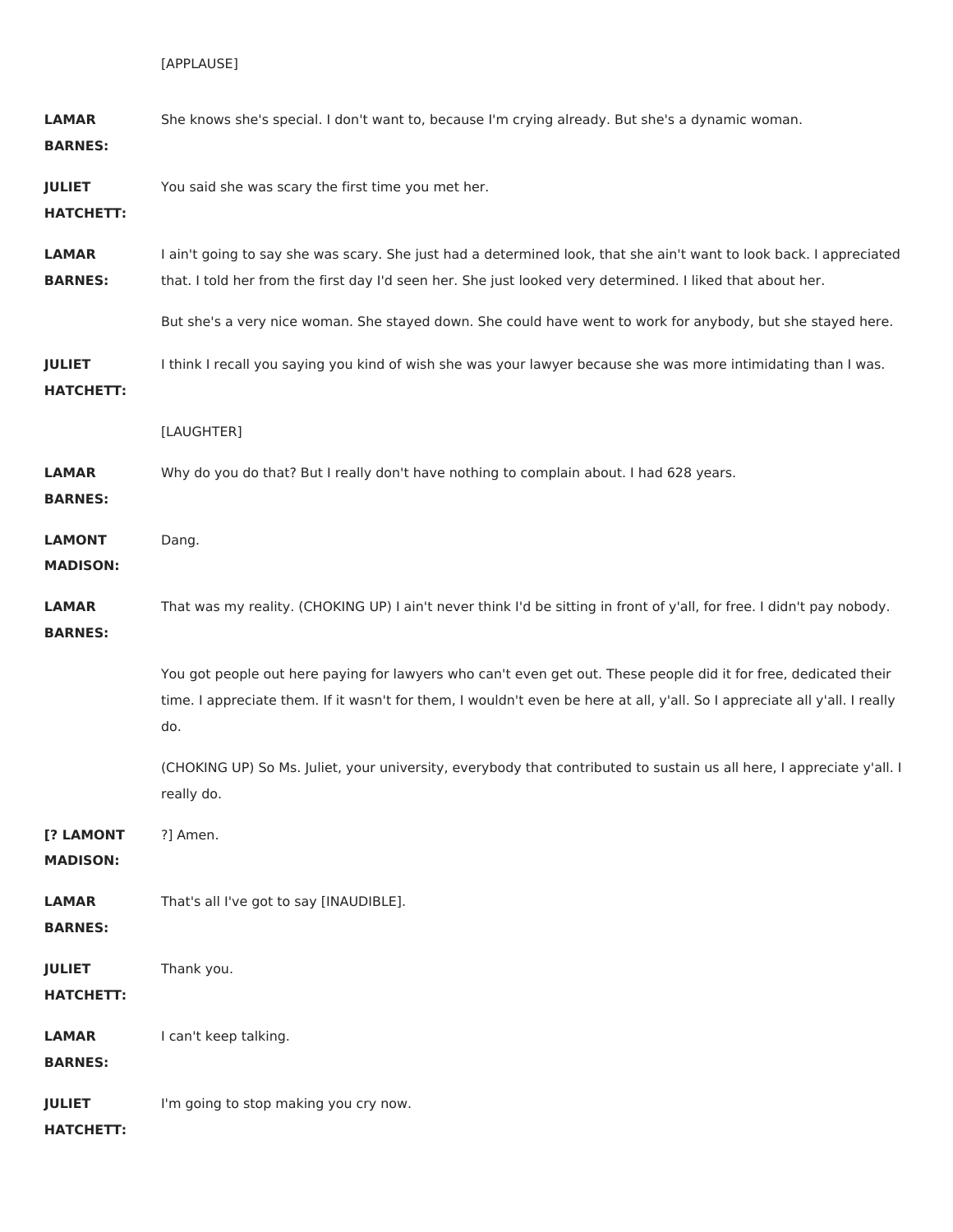[APPLAUSE]

**LAMAR BARNES:** She knows she's special. I don't want to, because I'm crying already. But she's a dynamic woman.

**JULIET HATCHETT:** You said she was scary the first time you met her.

**LAMAR BARNES:** I ain't going to say she was scary. She just had a determined look, that she ain't want to look back. I appreciated that. I told her from the first day I'd seen her. She just looked very determined. I liked that about her.

But she's a very nice woman. She stayed down. She could have went to work for anybody, but she stayed here.

**JULIET HATCHETT:** I think I recall you saying you kind of wish she was your lawyer because she was more intimidating than I was.

[LAUGHTER]

**LAMAR BARNES:** Why do you do that? But I really don't have nothing to complain about. I had 628 years.

**LAMONT MADISON:** Dang.

**LAMAR BARNES:** That was my reality. (CHOKING UP) I ain't never think I'd be sitting in front of y'all, for free. I didn't pay nobody.

You got people out here paying for lawyers who can't even get out. These people did it for free, dedicated their time. I appreciate them. If it wasn't for them, I wouldn't even be here at all, y'all. So I appreciate all y'all. I really do.

(CHOKING UP) So Ms. Juliet, your university, everybody that contributed to sustain us all here, I appreciate y'all. I really do.

**[? LAMONT MADISON:** ?] Amen.

**LAMAR BARNES:** That's all I've got to say [INAUDIBLE].

**JULIET HATCHETT:** Thank you.

**LAMAR BARNES:** I can't keep talking.

**JULIET HATCHETT:** I'm going to stop making you cry now.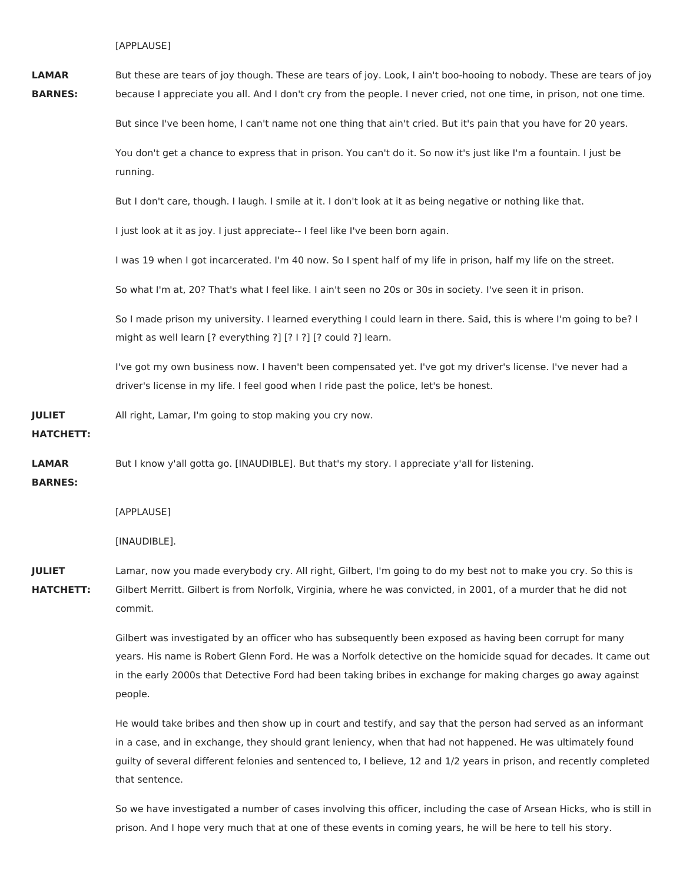[APPLAUSE]

**LAMAR BARNES:** But these are tears of joy though. These are tears of joy. Look, I ain't boo-hooing to nobody. These are tears of joy because I appreciate you all. And I don't cry from the people. I never cried, not one time, in prison, not one time.

But since I've been home, I can't name not one thing that ain't cried. But it's pain that you have for 20 years.

You don't get a chance to express that in prison. You can't do it. So now it's just like I'm a fountain. I just be running.

But I don't care, though. I laugh. I smile at it. I don't look at it as being negative or nothing like that.

I just look at it as joy. I just appreciate-- I feel like I've been born again.

I was 19 when I got incarcerated. I'm 40 now. So I spent half of my life in prison, half my life on the street.

So what I'm at, 20? That's what I feel like. I ain't seen no 20s or 30s in society. I've seen it in prison.

So I made prison my university. I learned everything I could learn in there. Said, this is where I'm going to be? I might as well learn [? everything ?] [? I ?] [? could ?] learn.

I've got my own business now. I haven't been compensated yet. I've got my driver's license. I've never had a driver's license in my life. I feel good when I ride past the police, let's be honest.

**JULIET HATCHETT:** All right, Lamar, I'm going to stop making you cry now.

**LAMAR BARNES:** But I know y'all gotta go. [INAUDIBLE]. But that's my story. I appreciate y'all for listening.

[APPLAUSE]

[INAUDIBLE].

**JULIET HATCHETT:** Lamar, now you made everybody cry. All right, Gilbert, I'm going to do my best not to make you cry. So this is Gilbert Merritt. Gilbert is from Norfolk, Virginia, where he was convicted, in 2001, of a murder that he did not commit.

Gilbert was investigated by an officer who has subsequently been exposed as having been corrupt for many years. His name is Robert Glenn Ford. He was a Norfolk detective on the homicide squad for decades. It came out in the early 2000s that Detective Ford had been taking bribes in exchange for making charges go away against people.

He would take bribes and then show up in court and testify, and say that the person had served as an informant in a case, and in exchange, they should grant leniency, when that had not happened. He was ultimately found guilty of several different felonies and sentenced to, I believe, 12 and 1/2 years in prison, and recently completed that sentence.

So we have investigated a number of cases involving this officer, including the case of Arsean Hicks, who is still in prison. And I hope very much that at one of these events in coming years, he will be here to tell his story.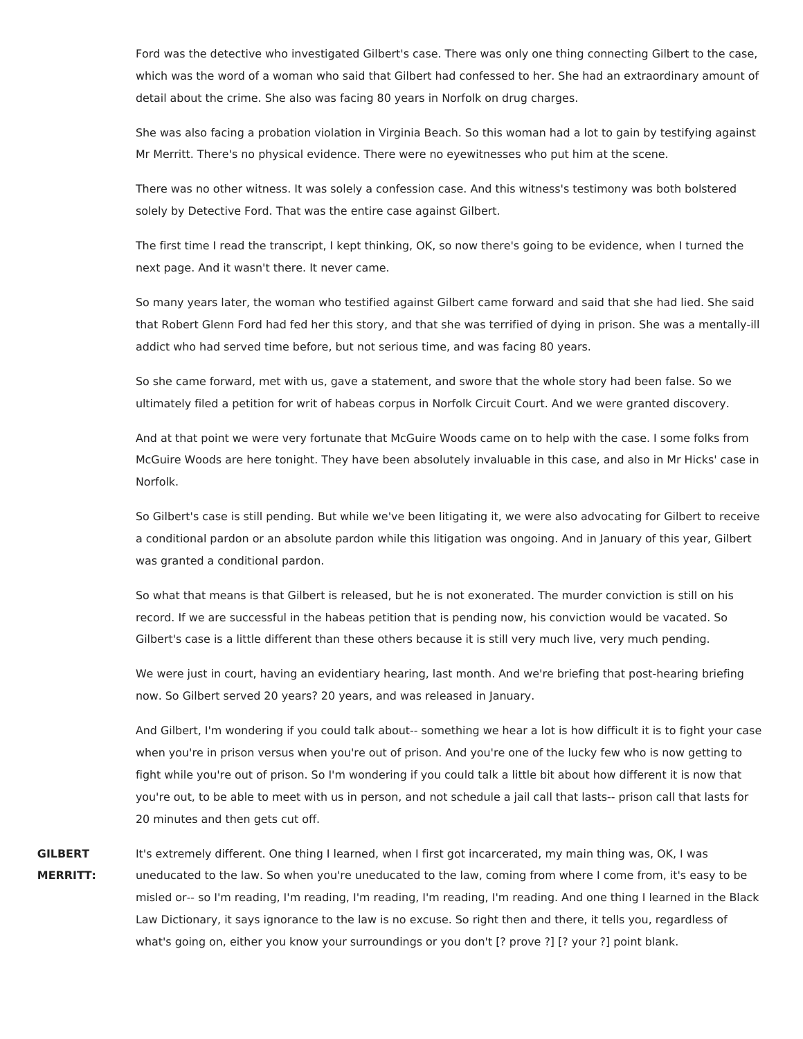Ford was the detective who investigated Gilbert's case. There was only one thing connecting Gilbert to the case, which was the word of a woman who said that Gilbert had confessed to her. She had an extraordinary amount of detail about the crime. She also was facing 80 years in Norfolk on drug charges.

She was also facing a probation violation in Virginia Beach. So this woman had a lot to gain by testifying against Mr Merritt. There's no physical evidence. There were no eyewitnesses who put him at the scene.

There was no other witness. It was solely a confession case. And this witness's testimony was both bolstered solely by Detective Ford. That was the entire case against Gilbert.

The first time I read the transcript, I kept thinking, OK, so now there's going to be evidence, when I turned the next page. And it wasn't there. It never came.

So many years later, the woman who testified against Gilbert came forward and said that she had lied. She said that Robert Glenn Ford had fed her this story, and that she was terrified of dying in prison. She was a mentally-ill addict who had served time before, but not serious time, and was facing 80 years.

So she came forward, met with us, gave a statement, and swore that the whole story had been false. So we ultimately filed a petition for writ of habeas corpus in Norfolk Circuit Court. And we were granted discovery.

And at that point we were very fortunate that McGuire Woods came on to help with the case. I some folks from McGuire Woods are here tonight. They have been absolutely invaluable in this case, and also in Mr Hicks' case in Norfolk.

So Gilbert's case is still pending. But while we've been litigating it, we were also advocating for Gilbert to receive a conditional pardon or an absolute pardon while this litigation was ongoing. And in January of this year, Gilbert was granted a conditional pardon.

So what that means is that Gilbert is released, but he is not exonerated. The murder conviction is still on his record. If we are successful in the habeas petition that is pending now, his conviction would be vacated. So Gilbert's case is a little different than these others because it is still very much live, very much pending.

We were just in court, having an evidentiary hearing, last month. And we're briefing that post-hearing briefing now. So Gilbert served 20 years? 20 years, and was released in January.

And Gilbert, I'm wondering if you could talk about-- something we hear a lot is how difficult it is to fight your case when you're in prison versus when you're out of prison. And you're one of the lucky few who is now getting to fight while you're out of prison. So I'm wondering if you could talk a little bit about how different it is now that you're out, to be able to meet with us in person, and not schedule a jail call that lasts-- prison call that lasts for 20 minutes and then gets cut off.

**GILBERT MERRITT:** It's extremely different. One thing I learned, when I first got incarcerated, my main thing was, OK, I was uneducated to the law. So when you're uneducated to the law, coming from where I come from, it's easy to be misled or-- so I'm reading, I'm reading, I'm reading, I'm reading, I'm reading. And one thing I learned in the Black Law Dictionary, it says ignorance to the law is no excuse. So right then and there, it tells you, regardless of what's going on, either you know your surroundings or you don't [? prove ?] [? your ?] point blank.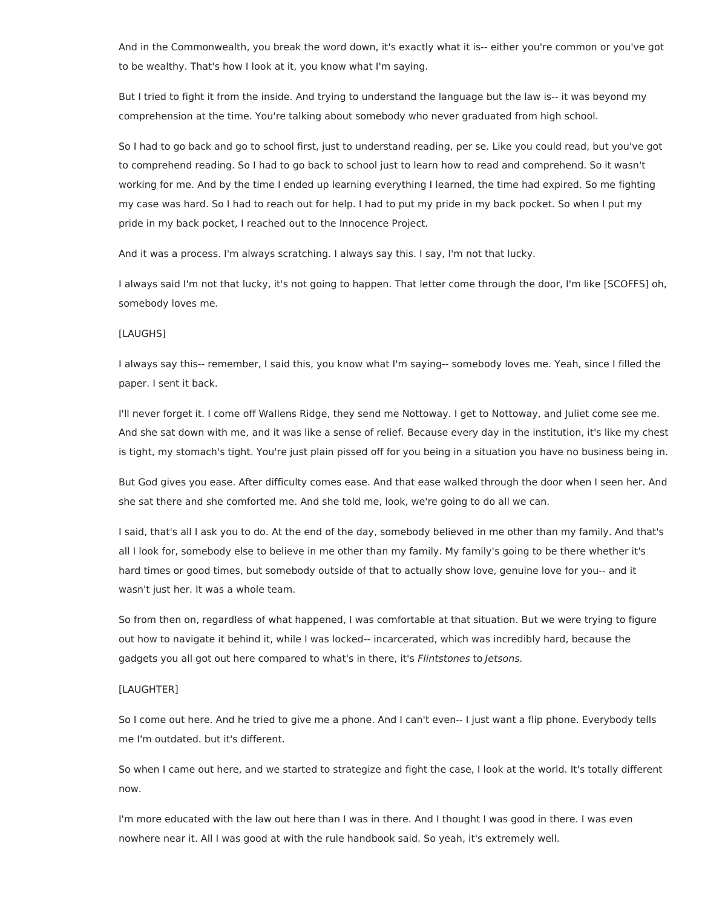And in the Commonwealth, you break the word down, it's exactly what it is-- either you're common or you've got to be wealthy. That's how I look at it, you know what I'm saying.

But I tried to fight it from the inside. And trying to understand the language but the law is-- it was beyond my comprehension at the time. You're talking about somebody who never graduated from high school.

So I had to go back and go to school first, just to understand reading, per se. Like you could read, but you've got to comprehend reading. So I had to go back to school just to learn how to read and comprehend. So it wasn't working for me. And by the time I ended up learning everything I learned, the time had expired. So me fighting my case was hard. So I had to reach out for help. I had to put my pride in my back pocket. So when I put my pride in my back pocket, I reached out to the Innocence Project.

And it was a process. I'm always scratching. I always say this. I say, I'm not that lucky.

I always said I'm not that lucky, it's not going to happen. That letter come through the door, I'm like [SCOFFS] oh, somebody loves me.

[LAUGHS]

I always say this-- remember, I said this, you know what I'm saying-- somebody loves me. Yeah, since I filled the paper. I sent it back.

I'll never forget it. I come off Wallens Ridge, they send me Nottoway. I get to Nottoway, and Juliet come see me. And she sat down with me, and it was like a sense of relief. Because every day in the institution, it's like my chest is tight, my stomach's tight. You're just plain pissed off for you being in a situation you have no business being in.

But God gives you ease. After difficulty comes ease. And that ease walked through the door when I seen her. And she sat there and she comforted me. And she told me, look, we're going to do all we can.

I said, that's all I ask you to do. At the end of the day, somebody believed in me other than my family. And that's all I look for, somebody else to believe in me other than my family. My family's going to be there whether it's hard times or good times, but somebody outside of that to actually show love, genuine love for you-- and it wasn't just her. It was a whole team.

So from then on, regardless of what happened, I was comfortable at that situation. But we were trying to figure out how to navigate it behind it, while I was locked-- incarcerated, which was incredibly hard, because the gadgets you all got out here compared to what's in there, it's *Flintstones* to *Jetsons.*

[LAUGHTER]

So I come out here. And he tried to give me a phone. And I can't even-- I just want a flip phone. Everybody tells me I'm outdated. but it's different.

So when I came out here, and we started to strategize and fight the case, I look at the world. It's totally different now.

I'm more educated with the law out here than I was in there. And I thought I was good in there. I was even nowhere near it. All I was good at with the rule handbook said. So yeah, it's extremely well.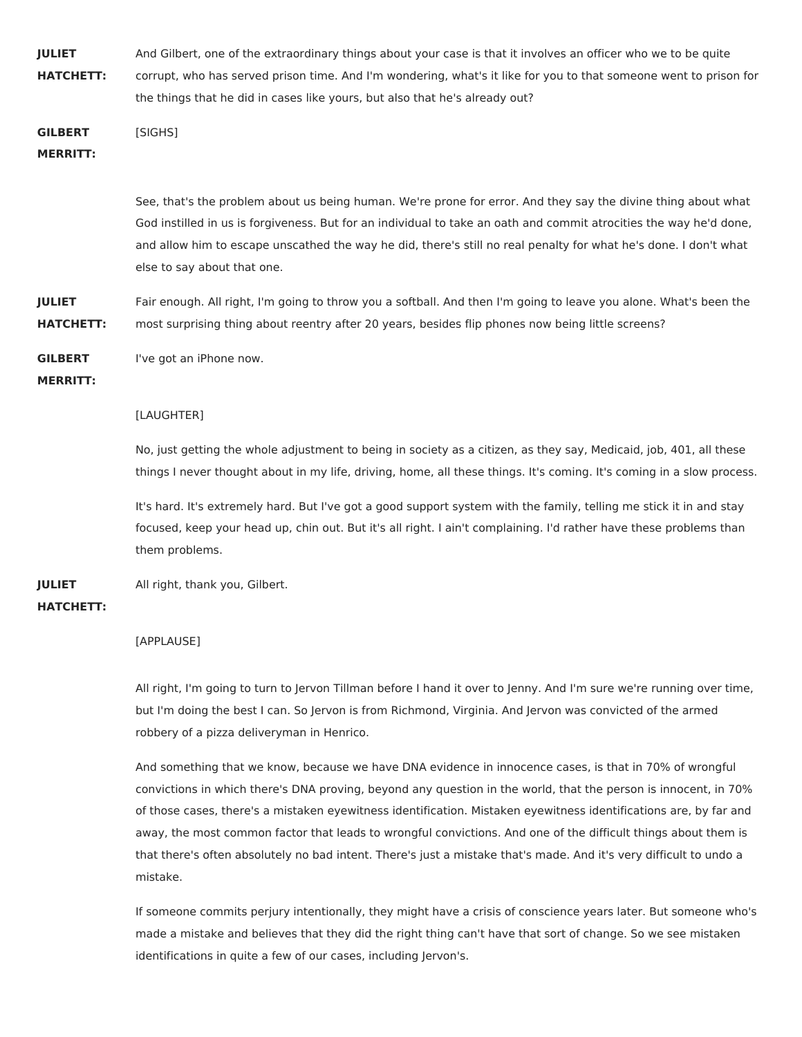**JULIET HATCHETT:** And Gilbert, one of the extraordinary things about your case is that it involves an officer who we to be quite corrupt, who has served prison time. And I'm wondering, what's it like for you to that someone went to prison for the things that he did in cases like yours, but also that he's already out?

**GILBERT MERRITT:** [SIGHS]

See, that's the problem about us being human. We're prone for error. And they say the divine thing about what God instilled in us is forgiveness. But for an individual to take an oath and commit atrocities the way he'd done, and allow him to escape unscathed the way he did, there's still no real penalty for what he's done. I don't what else to say about that one.

**JULIET HATCHETT:** Fair enough. All right, I'm going to throw you a softball. And then I'm going to leave you alone. What's been the most surprising thing about reentry after 20 years, besides flip phones now being little screens?

**GILBERT MERRITT:** I've got an iPhone now.

[LAUGHTER]

No, just getting the whole adjustment to being in society as a citizen, as they say, Medicaid, job, 401, all these things I never thought about in my life, driving, home, all these things. It's coming. It's coming in a slow process.

It's hard. It's extremely hard. But I've got a good support system with the family, telling me stick it in and stay focused, keep your head up, chin out. But it's all right. I ain't complaining. I'd rather have these problems than them problems.

**JULIET HATCHETT:** All right, thank you, Gilbert.

[APPLAUSE]

All right, I'm going to turn to Jervon Tillman before I hand it over to Jenny. And I'm sure we're running over time, but I'm doing the best I can. So Jervon is from Richmond, Virginia. And Jervon was convicted of the armed robbery of a pizza deliveryman in Henrico.

And something that we know, because we have DNA evidence in innocence cases, is that in 70% of wrongful convictions in which there's DNA proving, beyond any question in the world, that the person is innocent, in 70% of those cases, there's a mistaken eyewitness identification. Mistaken eyewitness identifications are, by far and away, the most common factor that leads to wrongful convictions. And one of the difficult things about them is that there's often absolutely no bad intent. There's just a mistake that's made. And it's very difficult to undo a mistake.

If someone commits perjury intentionally, they might have a crisis of conscience years later. But someone who's made a mistake and believes that they did the right thing can't have that sort of change. So we see mistaken identifications in quite a few of our cases, including Jervon's.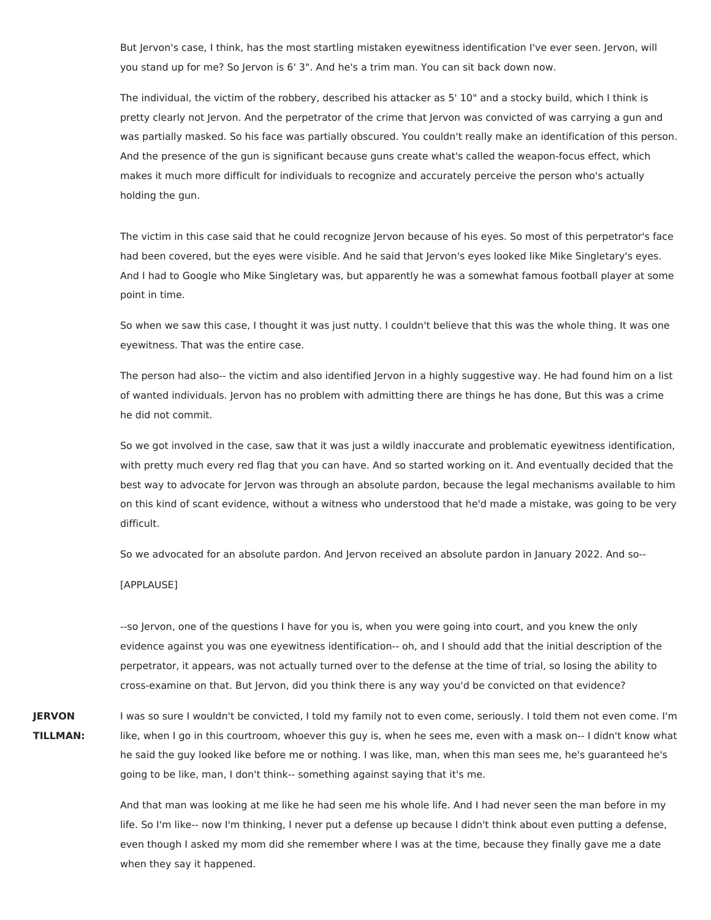But Jervon's case, I think, has the most startling mistaken eyewitness identification I've ever seen. Jervon, will you stand up for me? So Jervon is 6' 3". And he's a trim man. You can sit back down now.

The individual, the victim of the robbery, described his attacker as 5' 10" and a stocky build, which I think is pretty clearly not Jervon. And the perpetrator of the crime that Jervon was convicted of was carrying a gun and was partially masked. So his face was partially obscured. You couldn't really make an identification of this person. And the presence of the gun is significant because guns create what's called the weapon-focus effect, which makes it much more difficult for individuals to recognize and accurately perceive the person who's actually holding the gun.

The victim in this case said that he could recognize Jervon because of his eyes. So most of this perpetrator's face had been covered, but the eyes were visible. And he said that Jervon's eyes looked like Mike Singletary's eyes. And I had to Google who Mike Singletary was, but apparently he was a somewhat famous football player at some point in time.

So when we saw this case, I thought it was just nutty. I couldn't believe that this was the whole thing. It was one eyewitness. That was the entire case.

The person had also-- the victim and also identified Jervon in a highly suggestive way. He had found him on a list of wanted individuals. Jervon has no problem with admitting there are things he has done, But this was a crime he did not commit.

So we got involved in the case, saw that it was just a wildly inaccurate and problematic eyewitness identification, with pretty much every red flag that you can have. And so started working on it. And eventually decided that the best way to advocate for Jervon was through an absolute pardon, because the legal mechanisms available to him on this kind of scant evidence, without a witness who understood that he'd made a mistake, was going to be very difficult.

So we advocated for an absolute pardon. And Jervon received an absolute pardon in January 2022. And so--

[APPLAUSE]

--so Jervon, one of the questions I have for you is, when you were going into court, and you knew the only evidence against you was one eyewitness identification-- oh, and I should add that the initial description of the perpetrator, it appears, was not actually turned over to the defense at the time of trial, so losing the ability to cross-examine on that. But Jervon, did you think there is any way you'd be convicted on that evidence?

**JERVON TILLMAN:** I was so sure I wouldn't be convicted, I told my family not to even come, seriously. I told them not even come. I'm like, when I go in this courtroom, whoever this guy is, when he sees me, even with a mask on-- I didn't know what he said the guy looked like before me or nothing. I was like, man, when this man sees me, he's guaranteed he's going to be like, man, I don't think-- something against saying that it's me.

And that man was looking at me like he had seen me his whole life. And I had never seen the man before in my life. So I'm like-- now I'm thinking, I never put a defense up because I didn't think about even putting a defense, even though I asked my mom did she remember where I was at the time, because they finally gave me a date when they say it happened.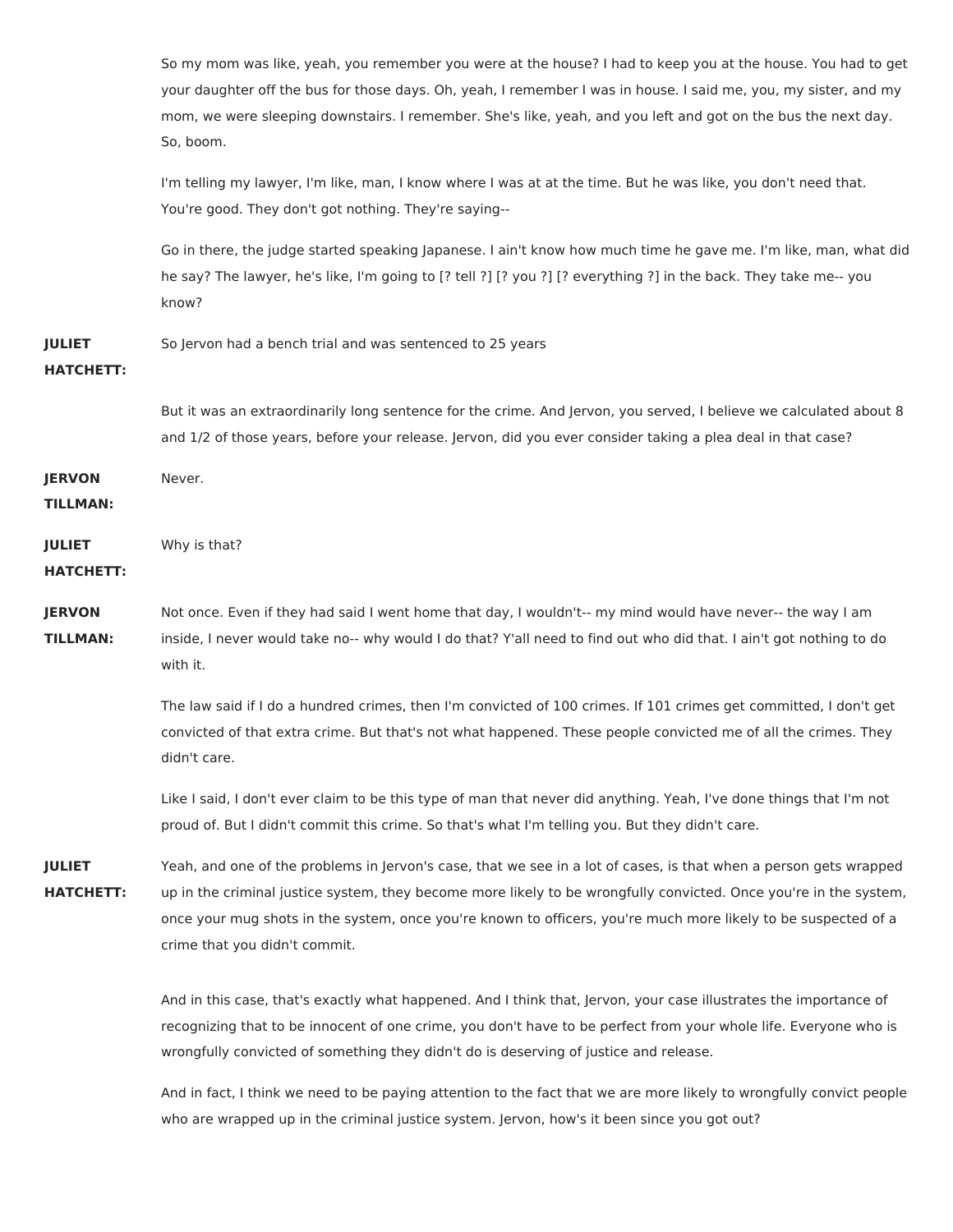So my mom was like, yeah, you remember you were at the house? I had to keep you at the house. You had to get your daughter off the bus for those days. Oh, yeah, I remember I was in house. I said me, you, my sister, and my mom, we were sleeping downstairs. I remember. She's like, yeah, and you left and got on the bus the next day. So, boom.

I'm telling my lawyer, I'm like, man, I know where I was at at the time. But he was like, you don't need that. You're good. They don't got nothing. They're saying--

Go in there, the judge started speaking Japanese. I ain't know how much time he gave me. I'm like, man, what did he say? The lawyer, he's like, I'm going to [? tell ?] [? you ?] [? everything ?] in the back. They take me-- you know?

**JULIET HATCHETT:** So Jervon had a bench trial and was sentenced to 25 years

But it was an extraordinarily long sentence for the crime. And Jervon, you served, I believe we calculated about 8 and 1/2 of those years, before your release. Jervon, did you ever consider taking a plea deal in that case?

**JERVON TILLMAN:** Never.

**JULIET HATCHETT:** Why is that?

**JERVON TILLMAN:** Not once. Even if they had said I went home that day, I wouldn't-- my mind would have never-- the way I am inside, I never would take no-- why would I do that? Y'all need to find out who did that. I ain't got nothing to do with it.

The law said if I do a hundred crimes, then I'm convicted of 100 crimes. If 101 crimes get committed, I don't get convicted of that extra crime. But that's not what happened. These people convicted me of all the crimes. They didn't care.

Like I said, I don't ever claim to be this type of man that never did anything. Yeah, I've done things that I'm not proud of. But I didn't commit this crime. So that's what I'm telling you. But they didn't care.

**JULIET HATCHETT:** Yeah, and one of the problems in Jervon's case, that we see in a lot of cases, is that when a person gets wrapped up in the criminal justice system, they become more likely to be wrongfully convicted. Once you're in the system, once your mug shots in the system, once you're known to officers, you're much more likely to be suspected of a crime that you didn't commit.

And in this case, that's exactly what happened. And I think that, Jervon, your case illustrates the importance of recognizing that to be innocent of one crime, you don't have to be perfect from your whole life. Everyone who is wrongfully convicted of something they didn't do is deserving of justice and release.

And in fact, I think we need to be paying attention to the fact that we are more likely to wrongfully convict people who are wrapped up in the criminal justice system. Jervon, how's it been since you got out?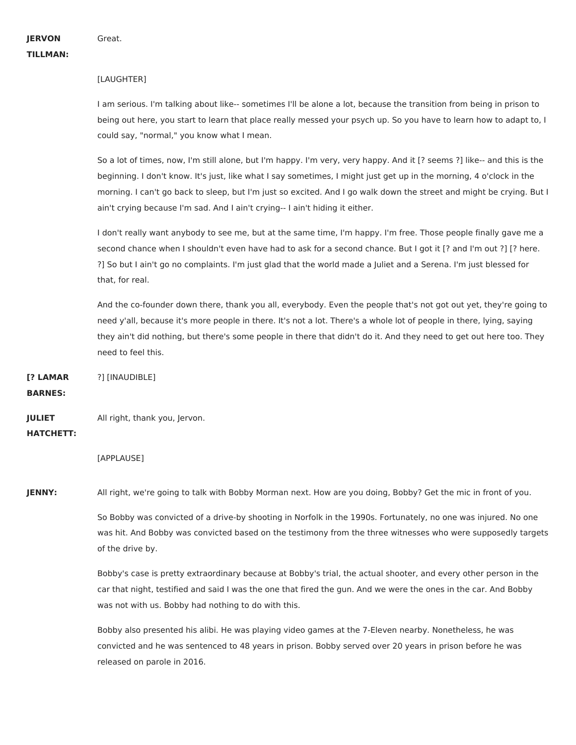**JERVON TILLMAN:** Great.

[LAUGHTER]

I am serious. I'm talking about like-- sometimes I'll be alone a lot, because the transition from being in prison to being out here, you start to learn that place really messed your psych up. So you have to learn how to adapt to, I could say, "normal," you know what I mean.

So a lot of times, now, I'm still alone, but I'm happy. I'm very, very happy. And it [? seems ?] like-- and this is the beginning. I don't know. It's just, like what I say sometimes, I might just get up in the morning, 4 o'clock in the morning. I can't go back to sleep, but I'm just so excited. And I go walk down the street and might be crying. But I ain't crying because I'm sad. And I ain't crying-- I ain't hiding it either.

I don't really want anybody to see me, but at the same time, I'm happy. I'm free. Those people finally gave me a second chance when I shouldn't even have had to ask for a second chance. But I got it [? and I'm out ?] [? here. ?] So but I ain't go no complaints. I'm just glad that the world made a Juliet and a Serena. I'm just blessed for that, for real.

And the co-founder down there, thank you all, everybody. Even the people that's not got out yet, they're going to need y'all, because it's more people in there. It's not a lot. There's a whole lot of people in there, lying, saying they ain't did nothing, but there's some people in there that didn't do it. And they need to get out here too. They need to feel this.

**[? LAMAR BARNES:** ?] [INAUDIBLE]

**JULIET HATCHETT:** All right, thank you, Jervon.

[APPLAUSE]

**JENNY:** All right, we're going to talk with Bobby Morman next. How are you doing, Bobby? Get the mic in front of you.

So Bobby was convicted of a drive-by shooting in Norfolk in the 1990s. Fortunately, no one was injured. No one was hit. And Bobby was convicted based on the testimony from the three witnesses who were supposedly targets of the drive by.

Bobby's case is pretty extraordinary because at Bobby's trial, the actual shooter, and every other person in the car that night, testified and said I was the one that fired the gun. And we were the ones in the car. And Bobby was not with us. Bobby had nothing to do with this.

Bobby also presented his alibi. He was playing video games at the 7-Eleven nearby. Nonetheless, he was convicted and he was sentenced to 48 years in prison. Bobby served over 20 years in prison before he was released on parole in 2016.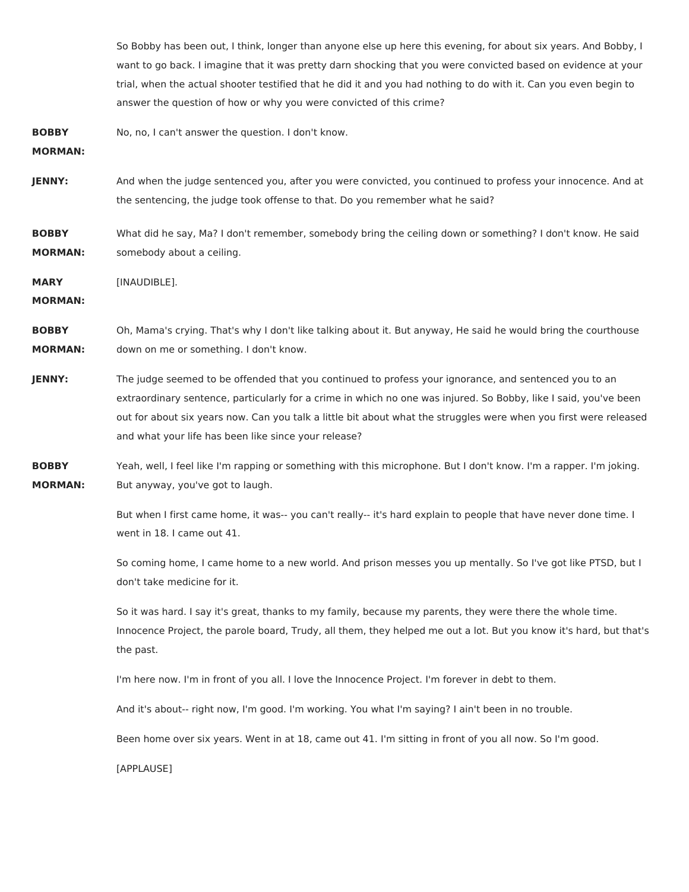So Bobby has been out, I think, longer than anyone else up here this evening, for about six years. And Bobby, I want to go back. I imagine that it was pretty darn shocking that you were convicted based on evidence at your trial, when the actual shooter testified that he did it and you had nothing to do with it. Can you even begin to answer the question of how or why you were convicted of this crime?

**BOBBY MORMAN:** No, no, I can't answer the question. I don't know.

**JENNY:** And when the judge sentenced you, after you were convicted, you continued to profess your innocence. And at the sentencing, the judge took offense to that. Do you remember what he said?

**BOBBY MORMAN:** What did he say, Ma? I don't remember, somebody bring the ceiling down or something? I don't know. He said somebody about a ceiling.

**MARY MORMAN:** [INAUDIBLE].

**BOBBY MORMAN:** Oh, Mama's crying. That's why I don't like talking about it. But anyway, He said he would bring the courthouse down on me or something. I don't know.

**JENNY:** The judge seemed to be offended that you continued to profess your ignorance, and sentenced you to an extraordinary sentence, particularly for a crime in which no one was injured. So Bobby, like I said, you've been out for about six years now. Can you talk a little bit about what the struggles were when you first were released and what your life has been like since your release?

**BOBBY MORMAN:** Yeah, well, I feel like I'm rapping or something with this microphone. But I don't know. I'm a rapper. I'm joking. But anyway, you've got to laugh.

But when I first came home, it was-- you can't really-- it's hard explain to people that have never done time. I went in 18. I came out 41.

So coming home, I came home to a new world. And prison messes you up mentally. So I've got like PTSD, but I don't take medicine for it.

So it was hard. I say it's great, thanks to my family, because my parents, they were there the whole time. Innocence Project, the parole board, Trudy, all them, they helped me out a lot. But you know it's hard, but that's the past.

I'm here now. I'm in front of you all. I love the Innocence Project. I'm forever in debt to them.

And it's about-- right now, I'm good. I'm working. You what I'm saying? I ain't been in no trouble.

Been home over six years. Went in at 18, came out 41. I'm sitting in front of you all now. So I'm good.

[APPLAUSE]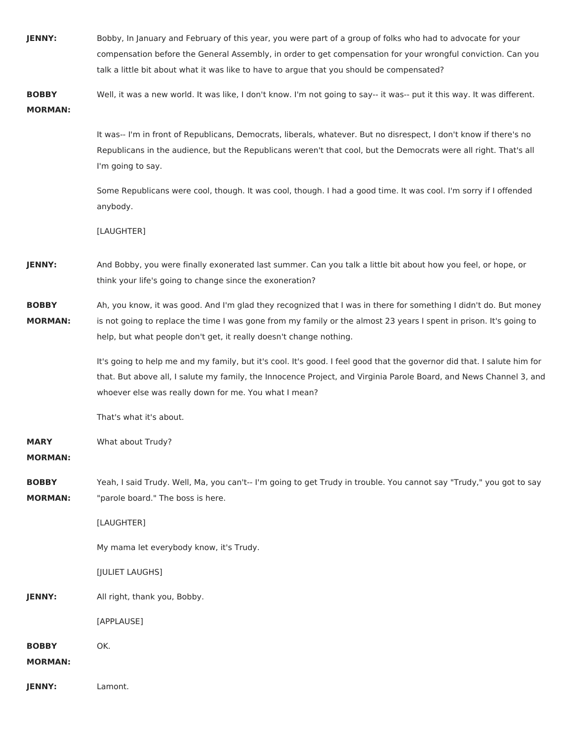**JENNY:** Bobby, In January and February of this year, you were part of a group of folks who had to advocate for your compensation before the General Assembly, in order to get compensation for your wrongful conviction. Can you talk a little bit about what it was like to have to argue that you should be compensated?

**BOBBY MORMAN:** Well, it was a new world. It was like, I don't know. I'm not going to say-- it was-- put it this way. It was different.

It was-- I'm in front of Republicans, Democrats, liberals, whatever. But no disrespect, I don't know if there's no Republicans in the audience, but the Republicans weren't that cool, but the Democrats were all right. That's all I'm going to say.

Some Republicans were cool, though. It was cool, though. I had a good time. It was cool. I'm sorry if I offended anybody.

[LAUGHTER]

**JENNY:** And Bobby, you were finally exonerated last summer. Can you talk a little bit about how you feel, or hope, or think your life's going to change since the exoneration?

**BOBBY MORMAN:** Ah, you know, it was good. And I'm glad they recognized that I was in there for something I didn't do. But money is not going to replace the time I was gone from my family or the almost 23 years I spent in prison. It's going to help, but what people don't get, it really doesn't change nothing.

It's going to help me and my family, but it's cool. It's good. I feel good that the governor did that. I salute him for that. But above all, I salute my family, the Innocence Project, and Virginia Parole Board, and News Channel 3, and whoever else was really down for me. You what I mean?

That's what it's about.

**MARY MORMAN:** What about Trudy?

**BOBBY MORMAN:** Yeah, I said Trudy. Well, Ma, you can't-- I'm going to get Trudy in trouble. You cannot say "Trudy," you got to say "parole board." The boss is here.

[LAUGHTER]

My mama let everybody know, it's Trudy.

[JULIET LAUGHS]

**JENNY:** All right, thank you, Bobby.

[APPLAUSE]

**BOBBY MORMAN:** OK.

**JENNY:** Lamont.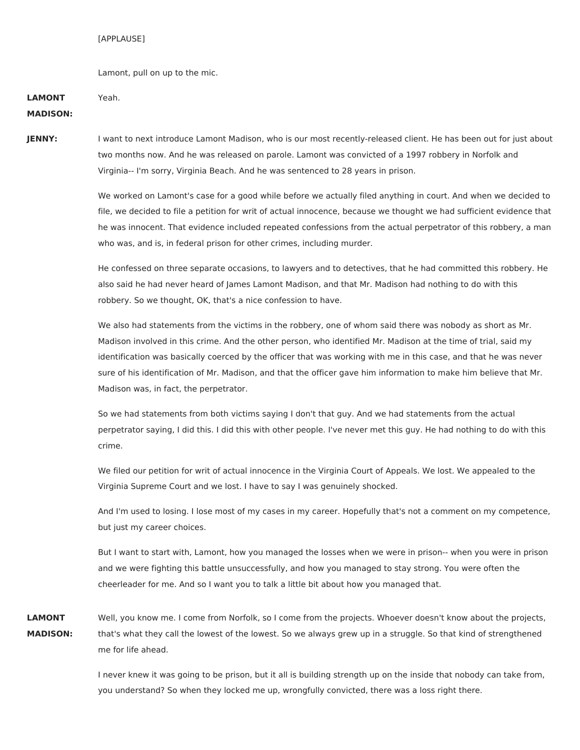[APPLAUSE]

Lamont, pull on up to the mic.

**LAMONT MADISON:** Yeah.

**JENNY:** I want to next introduce Lamont Madison, who is our most recently-released client. He has been out for just about two months now. And he was released on parole. Lamont was convicted of a 1997 robbery in Norfolk and Virginia-- I'm sorry, Virginia Beach. And he was sentenced to 28 years in prison.

We worked on Lamont's case for a good while before we actually filed anything in court. And when we decided to file, we decided to file a petition for writ of actual innocence, because we thought we had sufficient evidence that he was innocent. That evidence included repeated confessions from the actual perpetrator of this robbery, a man who was, and is, in federal prison for other crimes, including murder.

He confessed on three separate occasions, to lawyers and to detectives, that he had committed this robbery. He also said he had never heard of James Lamont Madison, and that Mr. Madison had nothing to do with this robbery. So we thought, OK, that's a nice confession to have.

We also had statements from the victims in the robbery, one of whom said there was nobody as short as Mr. Madison involved in this crime. And the other person, who identified Mr. Madison at the time of trial, said my identification was basically coerced by the officer that was working with me in this case, and that he was never sure of his identification of Mr. Madison, and that the officer gave him information to make him believe that Mr. Madison was, in fact, the perpetrator.

So we had statements from both victims saying I don't that guy. And we had statements from the actual perpetrator saying, I did this. I did this with other people. I've never met this guy. He had nothing to do with this crime.

We filed our petition for writ of actual innocence in the Virginia Court of Appeals. We lost. We appealed to the Virginia Supreme Court and we lost. I have to say I was genuinely shocked.

And I'm used to losing. I lose most of my cases in my career. Hopefully that's not a comment on my competence, but just my career choices.

But I want to start with, Lamont, how you managed the losses when we were in prison-- when you were in prison and we were fighting this battle unsuccessfully, and how you managed to stay strong. You were often the cheerleader for me. And so I want you to talk a little bit about how you managed that.

**LAMONT MADISON:** Well, you know me. I come from Norfolk, so I come from the projects. Whoever doesn't know about the projects, that's what they call the lowest of the lowest. So we always grew up in a struggle. So that kind of strengthened me for life ahead.

I never knew it was going to be prison, but it all is building strength up on the inside that nobody can take from, you understand? So when they locked me up, wrongfully convicted, there was a loss right there.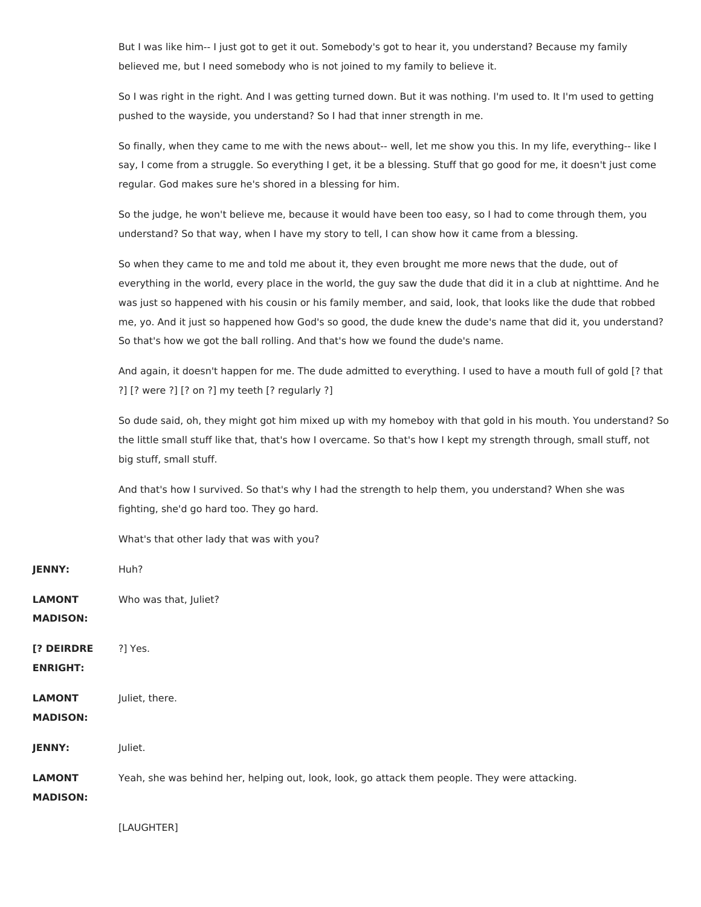But I was like him-- I just got to get it out. Somebody's got to hear it, you understand? Because my family believed me, but I need somebody who is not joined to my family to believe it.

So I was right in the right. And I was getting turned down. But it was nothing. I'm used to. It I'm used to getting pushed to the wayside, you understand? So I had that inner strength in me.

So finally, when they came to me with the news about-- well, let me show you this. In my life, everything-- like I say, I come from a struggle. So everything I get, it be a blessing. Stuff that go good for me, it doesn't just come regular. God makes sure he's shored in a blessing for him.

So the judge, he won't believe me, because it would have been too easy, so I had to come through them, you understand? So that way, when I have my story to tell, I can show how it came from a blessing.

So when they came to me and told me about it, they even brought me more news that the dude, out of everything in the world, every place in the world, the guy saw the dude that did it in a club at nighttime. And he was just so happened with his cousin or his family member, and said, look, that looks like the dude that robbed me, yo. And it just so happened how God's so good, the dude knew the dude's name that did it, you understand? So that's how we got the ball rolling. And that's how we found the dude's name.

And again, it doesn't happen for me. The dude admitted to everything. I used to have a mouth full of gold [? that ?] [? were ?] [? on ?] my teeth [? regularly ?]

So dude said, oh, they might got him mixed up with my homeboy with that gold in his mouth. You understand? So the little small stuff like that, that's how I overcame. So that's how I kept my strength through, small stuff, not big stuff, small stuff.

And that's how I survived. So that's why I had the strength to help them, you understand? When she was fighting, she'd go hard too. They go hard.

What's that other lady that was with you?

**JENNY:** Huh?

**LAMONT MADISON:** Who was that, Juliet?

**[? DEIRDRE ENRIGHT:** ?] Yes.

**LAMONT MADISON:** Juliet, there.

**JENNY:** Juliet.

**LAMONT MADISON:** Yeah, she was behind her, helping out, look, look, go attack them people. They were attacking.

[LAUGHTER]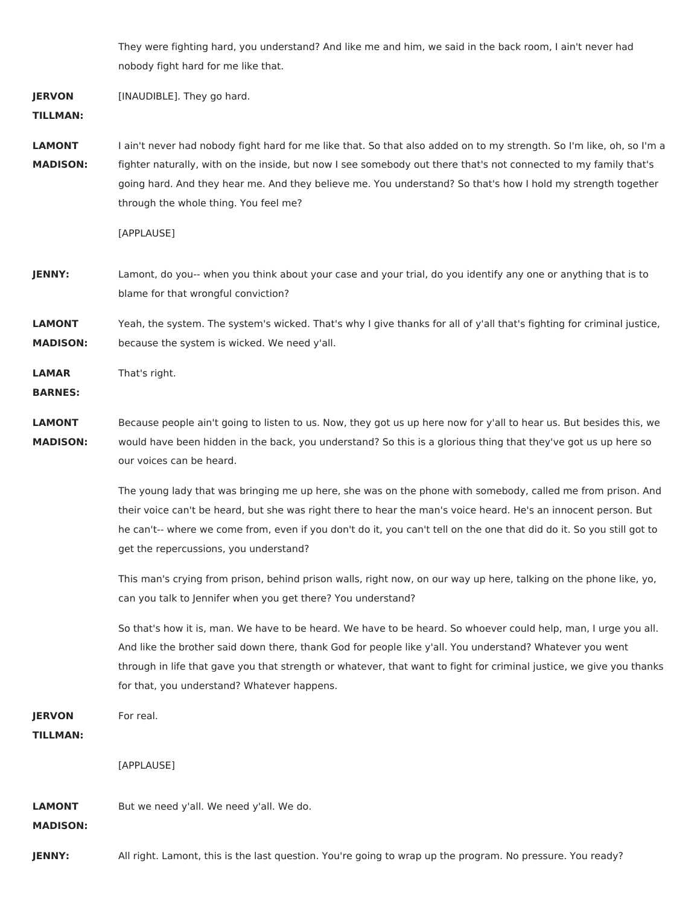They were fighting hard, you understand? And like me and him, we said in the back room, I ain't never had nobody fight hard for me like that.

**JERVON TILLMAN:** [INAUDIBLE]. They go hard.

**LAMONT MADISON:** I ain't never had nobody fight hard for me like that. So that also added on to my strength. So I'm like, oh, so I'm a fighter naturally, with on the inside, but now I see somebody out there that's not connected to my family that's going hard. And they hear me. And they believe me. You understand? So that's how I hold my strength together through the whole thing. You feel me?

[APPLAUSE]

**JENNY:** Lamont, do you-- when you think about your case and your trial, do you identify any one or anything that is to blame for that wrongful conviction?

**LAMONT MADISON:** Yeah, the system. The system's wicked. That's why I give thanks for all of y'all that's fighting for criminal justice, because the system is wicked. We need y'all.

**LAMAR BARNES:** That's right.

**LAMONT MADISON:** Because people ain't going to listen to us. Now, they got us up here now for y'all to hear us. But besides this, we would have been hidden in the back, you understand? So this is a glorious thing that they've got us up here so our voices can be heard.

The young lady that was bringing me up here, she was on the phone with somebody, called me from prison. And their voice can't be heard, but she was right there to hear the man's voice heard. He's an innocent person. But he can't-- where we come from, even if you don't do it, you can't tell on the one that did do it. So you still got to get the repercussions, you understand?

This man's crying from prison, behind prison walls, right now, on our way up here, talking on the phone like, yo, can you talk to Jennifer when you get there? You understand?

So that's how it is, man. We have to be heard. We have to be heard. So whoever could help, man, I urge you all. And like the brother said down there, thank God for people like y'all. You understand? Whatever you went through in life that gave you that strength or whatever, that want to fight for criminal justice, we give you thanks for that, you understand? Whatever happens.

**JERVON TILLMAN:** For real.

[APPLAUSE]

**LAMONT MADISON:** But we need y'all. We need y'all. We do.

**JENNY:** All right. Lamont, this is the last question. You're going to wrap up the program. No pressure. You ready?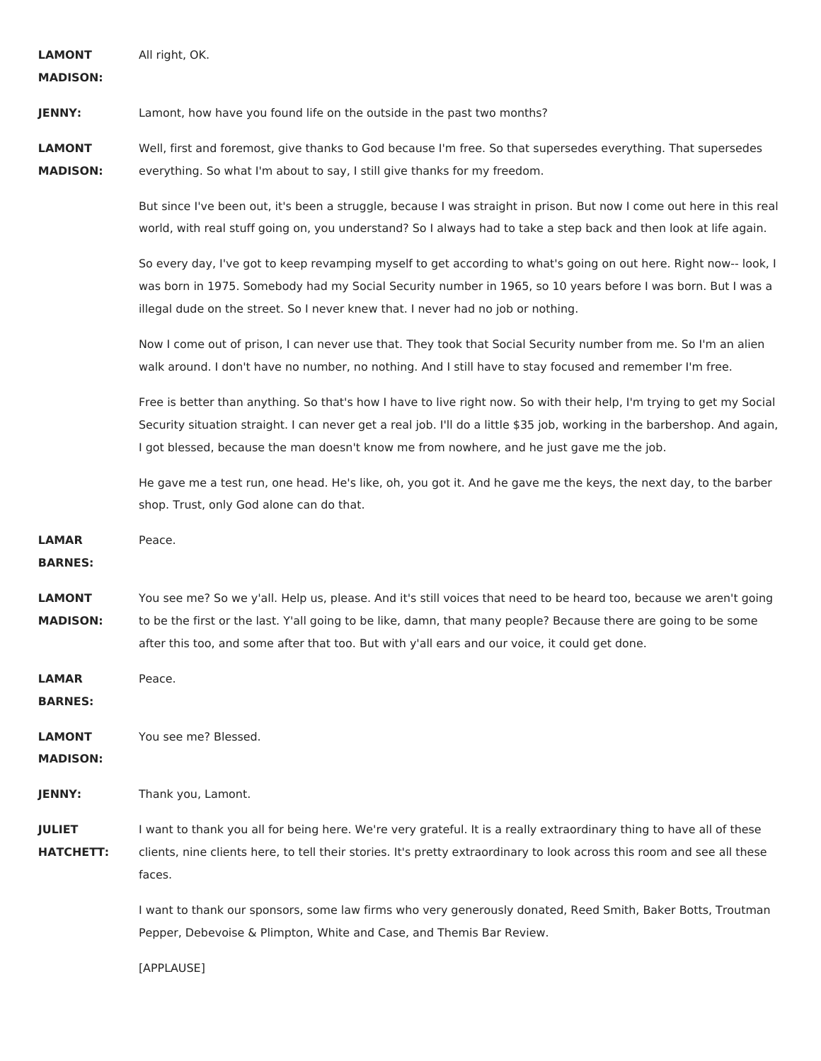**LAMONT MADISON:** All right, OK.

**JENNY:** Lamont, how have you found life on the outside in the past two months?

**LAMONT MADISON:** Well, first and foremost, give thanks to God because I'm free. So that supersedes everything. That supersedes everything. So what I'm about to say, I still give thanks for my freedom.

But since I've been out, it's been a struggle, because I was straight in prison. But now I come out here in this real world, with real stuff going on, you understand? So I always had to take a step back and then look at life again.

So every day, I've got to keep revamping myself to get according to what's going on out here. Right now-- look, I was born in 1975. Somebody had my Social Security number in 1965, so 10 years before I was born. But I was a illegal dude on the street. So I never knew that. I never had no job or nothing.

Now I come out of prison, I can never use that. They took that Social Security number from me. So I'm an alien walk around. I don't have no number, no nothing. And I still have to stay focused and remember I'm free.

Free is better than anything. So that's how I have to live right now. So with their help, I'm trying to get my Social Security situation straight. I can never get a real job. I'll do a little $35 job, working in the barbershop. And again, I got blessed, because the man doesn't know me from nowhere, and he just gave me the job.

He gave me a test run, one head. He's like, oh, you got it. And he gave me the keys, the next day, to the barber shop. Trust, only God alone can do that.

**LAMAR BARNES:** Peace.

**LAMONT MADISON:** You see me? So we y'all. Help us, please. And it's still voices that need to be heard too, because we aren't going to be the first or the last. Y'all going to be like, damn, that many people? Because there are going to be some after this too, and some after that too. But with y'all ears and our voice, it could get done.

**LAMAR BARNES:** Peace.

**LAMONT MADISON:** You see me? Blessed.

**JENNY:** Thank you, Lamont.

**JULIET HATCHETT:** I want to thank you all for being here. We're very grateful. It is a really extraordinary thing to have all of these clients, nine clients here, to tell their stories. It's pretty extraordinary to look across this room and see all these faces.

I want to thank our sponsors, some law firms who very generously donated, Reed Smith, Baker Botts, Troutman Pepper, Debevoise & Plimpton, White and Case, and Themis Bar Review.

[APPLAUSE]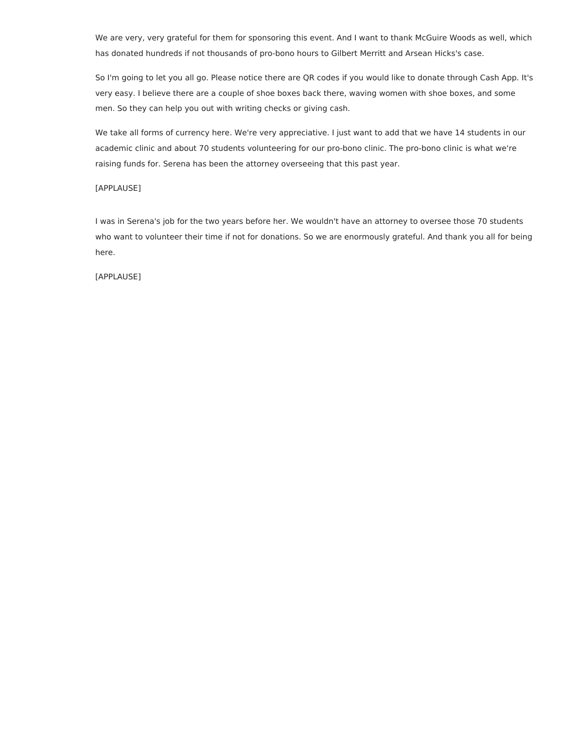We are very, very grateful for them for sponsoring this event. And I want to thank McGuire Woods as well, which has donated hundreds if not thousands of pro-bono hours to Gilbert Merritt and Arsean Hicks's case.

So I'm going to let you all go. Please notice there are QR codes if you would like to donate through Cash App. It's very easy. I believe there are a couple of shoe boxes back there, waving women with shoe boxes, and some men. So they can help you out with writing checks or giving cash.

We take all forms of currency here. We're very appreciative. I just want to add that we have 14 students in our academic clinic and about 70 students volunteering for our pro-bono clinic. The pro-bono clinic is what we're raising funds for. Serena has been the attorney overseeing that this past year.

[APPLAUSE]

I was in Serena's job for the two years before her. We wouldn't have an attorney to oversee those 70 students who want to volunteer their time if not for donations. So we are enormously grateful. And thank you all for being here.

[APPLAUSE]